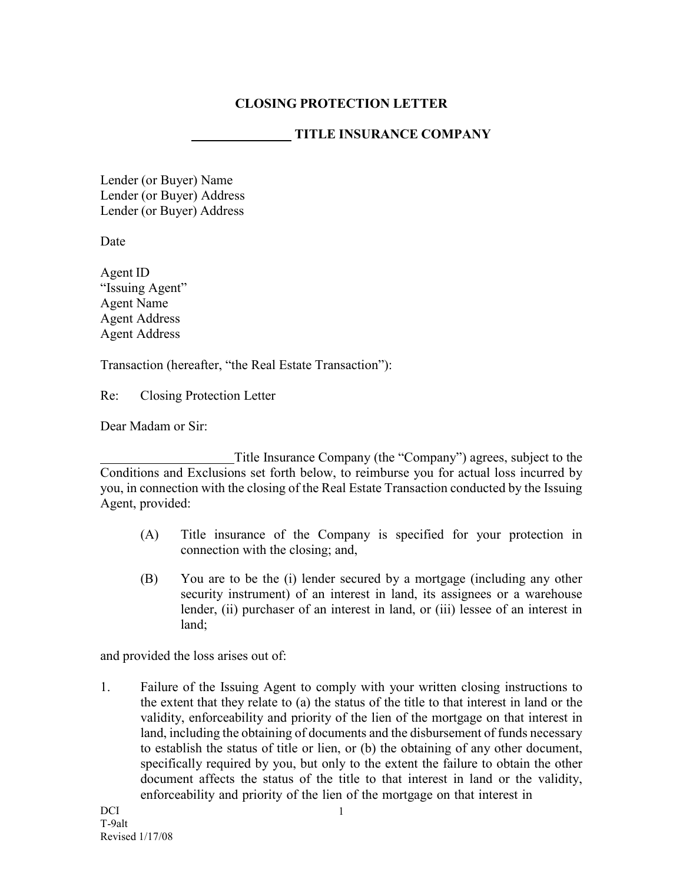# CLOSING PROTECTION LETTER

## _______________ TITLE INSURANCE COMPANY

Lender (or Buyer) Name
Lender (or Buyer) Address
Lender (or Buyer) Address

Date

Agent ID
"Issuing Agent"
Agent Name
Agent Address
Agent Address

Transaction (hereafter, "the Real Estate Transaction"):

Re: Closing Protection Letter

Dear Madam or Sir:

____________________Title Insurance Company (the "Company") agrees, subject to the Conditions and Exclusions set forth below, to reimburse you for actual loss incurred by you, in connection with the closing of the Real Estate Transaction conducted by the Issuing Agent, provided:

(A) Title insurance of the Company is specified for your protection in connection with the closing; and,

(B) You are to be the (i) lender secured by a mortgage (including any other security instrument) of an interest in land, its assignees or a warehouse lender, (ii) purchaser of an interest in land, or (iii) lessee of an interest in land;

and provided the loss arises out of:

1. Failure of the Issuing Agent to comply with your written closing instructions to the extent that they relate to (a) the status of the title to that interest in land or the validity, enforceability and priority of the lien of the mortgage on that interest in land, including the obtaining of documents and the disbursement of funds necessary to establish the status of title or lien, or (b) the obtaining of any other document, specifically required by you, but only to the extent the failure to obtain the other document affects the status of the title to that interest in land or the validity, enforceability and priority of the lien of the mortgage on that interest in

DCI
T-9alt
Revised 1/17/08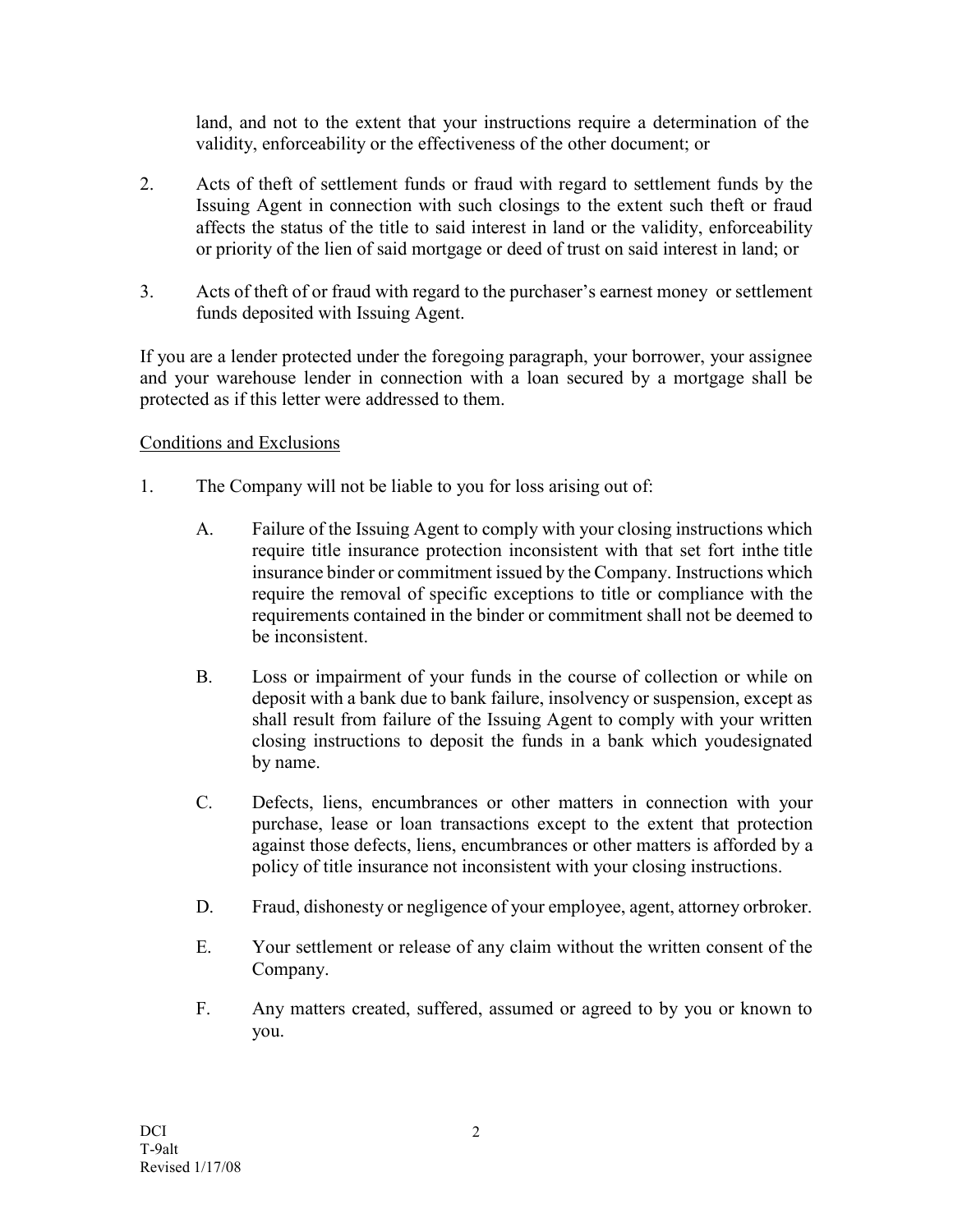land, and not to the extent that your instructions require a determination of the validity, enforceability or the effectiveness of the other document; or

2. Acts of theft of settlement funds or fraud with regard to settlement funds by the Issuing Agent in connection with such closings to the extent such theft or fraud affects the status of the title to said interest in land or the validity, enforceability or priority of the lien of said mortgage or deed of trust on said interest in land; or

3. Acts of theft of or fraud with regard to the purchaser's earnest money or settlement funds deposited with Issuing Agent.

If you are a lender protected under the foregoing paragraph, your borrower, your assignee and your warehouse lender in connection with a loan secured by a mortgage shall be protected as if this letter were addressed to them.

Conditions and Exclusions

1. The Company will not be liable to you for loss arising out of:

   A. Failure of the Issuing Agent to comply with your closing instructions which require title insurance protection inconsistent with that set fort inthe title insurance binder or commitment issued by the Company. Instructions which require the removal of specific exceptions to title or compliance with the requirements contained in the binder or commitment shall not be deemed to be inconsistent.

   B. Loss or impairment of your funds in the course of collection or while on deposit with a bank due to bank failure, insolvency or suspension, except as shall result from failure of the Issuing Agent to comply with your written closing instructions to deposit the funds in a bank which youdesignated by name.

   C. Defects, liens, encumbrances or other matters in connection with your purchase, lease or loan transactions except to the extent that protection against those defects, liens, encumbrances or other matters is afforded by a policy of title insurance not inconsistent with your closing instructions.

   D. Fraud, dishonesty or negligence of your employee, agent, attorney orbroker.

   E. Your settlement or release of any claim without the written consent of the Company.

   F. Any matters created, suffered, assumed or agreed to by you or known to you.

DCI
T-9alt
Revised 1/17/08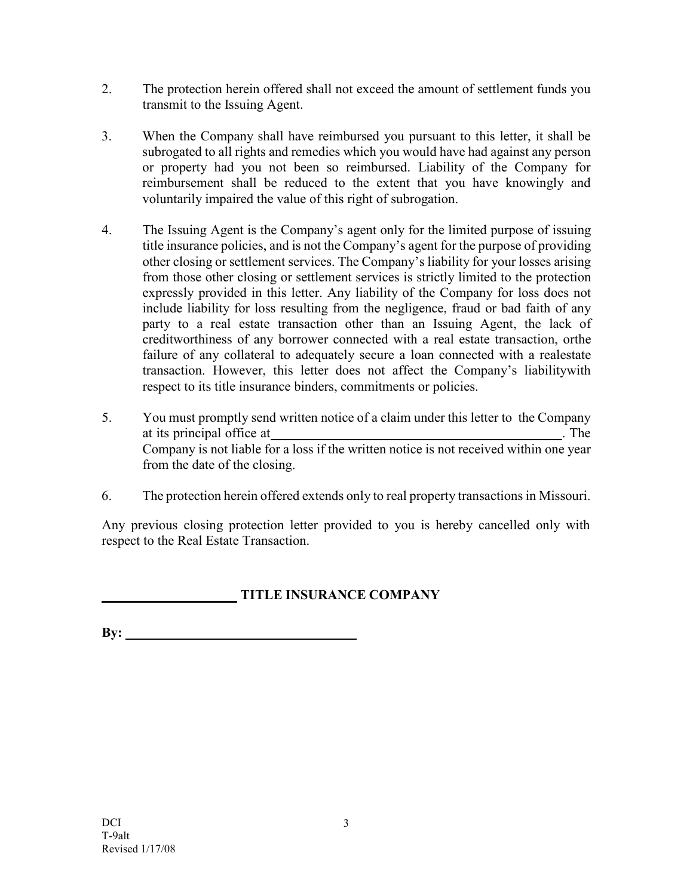2. The protection herein offered shall not exceed the amount of settlement funds you transmit to the Issuing Agent.

3. When the Company shall have reimbursed you pursuant to this letter, it shall be subrogated to all rights and remedies which you would have had against any person or property had you not been so reimbursed. Liability of the Company for reimbursement shall be reduced to the extent that you have knowingly and voluntarily impaired the value of this right of subrogation.

4. The Issuing Agent is the Company's agent only for the limited purpose of issuing title insurance policies, and is not the Company's agent for the purpose of providing other closing or settlement services. The Company's liability for your losses arising from those other closing or settlement services is strictly limited to the protection expressly provided in this letter. Any liability of the Company for loss does not include liability for loss resulting from the negligence, fraud or bad faith of any party to a real estate transaction other than an Issuing Agent, the lack of creditworthiness of any borrower connected with a real estate transaction, orthe failure of any collateral to adequately secure a loan connected with a realestate transaction. However, this letter does not affect the Company's liabilitywith respect to its title insurance binders, commitments or policies.

5. You must promptly send written notice of a claim under this letter to the Company at its principal office at\_\_\_\_\_\_\_\_\_\_\_\_\_\_\_\_\_\_\_\_\_\_\_\_\_\_\_\_\_\_\_\_\_\_\_\_\_\_\_\_\_\_\_\_. The Company is not liable for a loss if the written notice is not received within one year from the date of the closing.

6. The protection herein offered extends only to real property transactions in Missouri.

Any previous closing protection letter provided to you is hereby cancelled only with respect to the Real Estate Transaction.

**\_\_\_\_\_\_\_\_\_\_\_\_\_\_\_\_\_\_\_\_ TITLE INSURANCE COMPANY**

**By:** \_\_\_\_\_\_\_\_\_\_\_\_\_\_\_\_\_\_\_\_\_\_\_\_\_\_\_\_\_\_\_\_\_\_\_

DCI
T-9alt
Revised 1/17/08